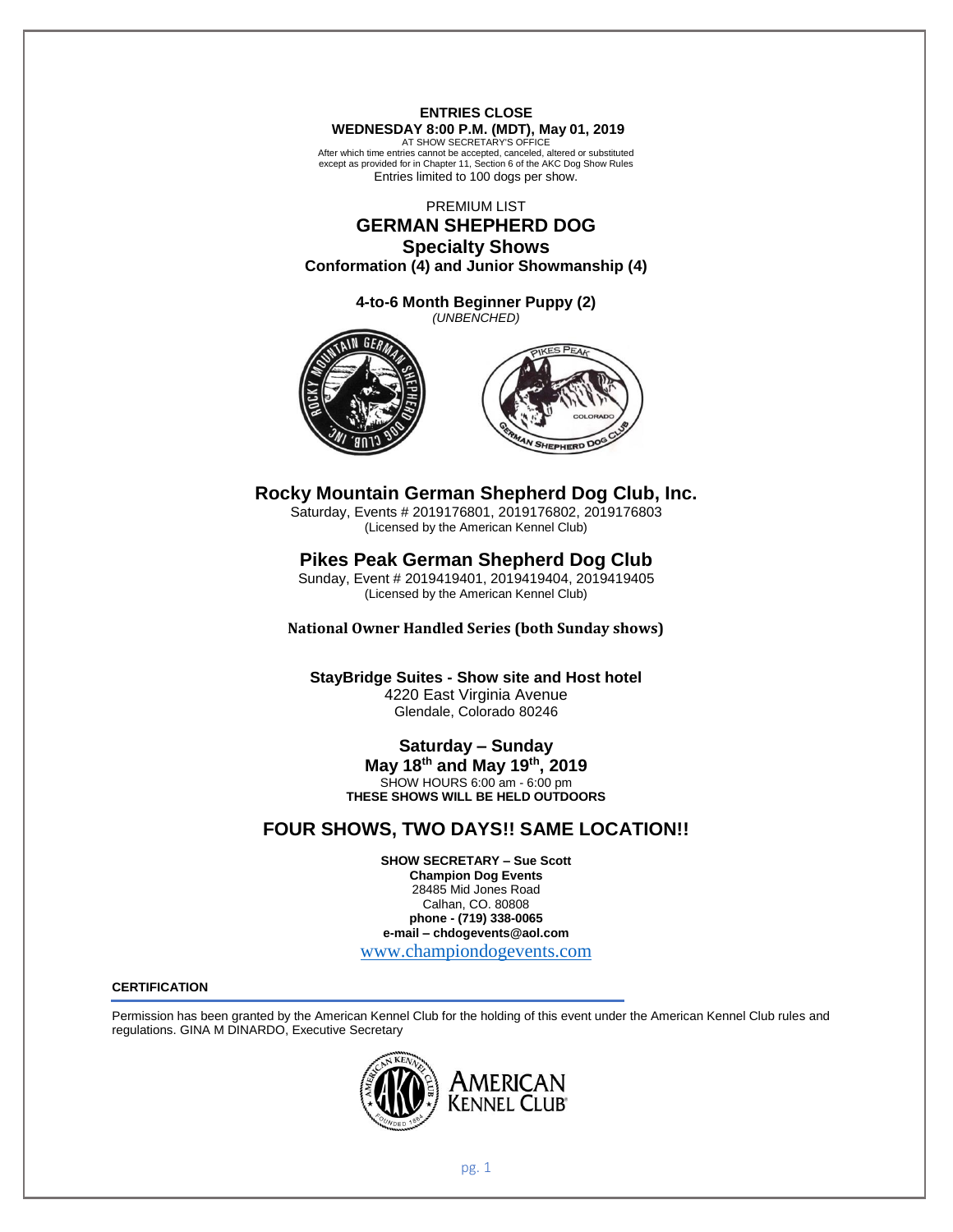**ENTRIES CLOSE**

**WEDNESDAY 8:00 P.M. (MDT), May 01, 2019**

AT SHOW SECRETARY'S OFFICE

After which time entries cannot be accepted, canceled, altered or substituted except as provided for in Chapter 11, Section 6 of the AKC Dog Show Rules

Entries limited to 100 dogs per show.

PREMIUM LIST

# GERMAN SHEPHERD DOG

## Specialty Shows

**Conformation (4) and Junior Showmanship (4)**

**4-to-6 Month Beginner Puppy (2)**

*(UNBENCHED)*

## Rocky Mountain German Shepherd Dog Club, Inc.

Saturday, Events # 2019176801, 2019176802, 2019176803

(Licensed by the American Kennel Club)

## Pikes Peak German Shepherd Dog Club

Sunday, Event # 2019419401, 2019419404, 2019419405

(Licensed by the American Kennel Club)

**National Owner Handled Series (both Sunday shows)**

**StayBridge Suites - Show site and Host hotel**

4220 East Virginia Avenue

Glendale, Colorado 80246

**Saturday – Sunday**

**May 18th and May 19th, 2019**

SHOW HOURS 6:00 am - 6:00 pm

**THESE SHOWS WILL BE HELD OUTDOORS**

## FOUR SHOWS, TWO DAYS!! SAME LOCATION!!

**SHOW SECRETARY – Sue Scott**

**Champion Dog Events**

28485 Mid Jones Road

Calhan, CO. 80808

**phone - (719) 338-0065**

**e-mail – chdogevents@aol.com**

www.championdogevents.com

**CERTIFICATION**

Permission has been granted by the American Kennel Club for the holding of this event under the American Kennel Club rules and regulations. GINA M DINARDO, Executive Secretary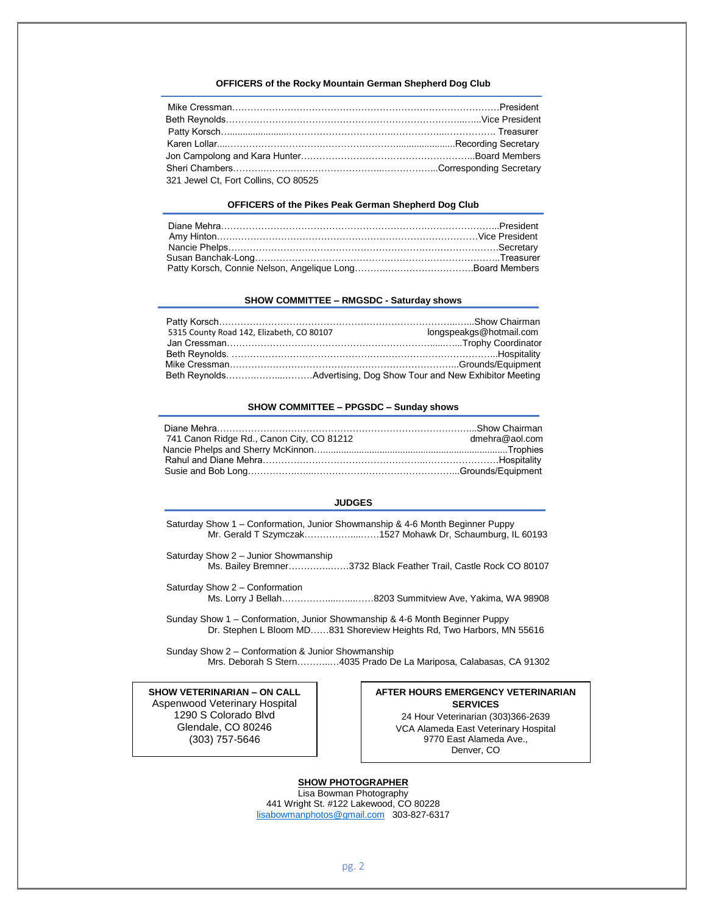### OFFICERS of the Rocky Mountain German Shepherd Dog Club

Mike Cressman……………………………………………………………………………President
Beth Reynolds………………………………………………………………………..…..Vice President
Patty Korsch…......................…………………………….……………...……………. Treasurer
Karen Lollar....………………………….……………………….....................Recording Secretary
Jon Campolong and Kara Hunter………………………………………………...Board Members
Sheri Chambers……….……………………………...……………...Corresponding Secretary
321 Jewel Ct, Fort Collins, CO 80525

### OFFICERS of the Pikes Peak German Shepherd Dog Club

Diane Mehra………………………………………………………………………………..President
Amy Hinton…..…………………………………………………………………………Vice President
Nancie Phelps………………………………………………………………………………Secretary
Susan Banchak-Long……………………………………………………………………...Treasurer
Patty Korsch, Connie Nelson, Angelique Long……….……………………….Board Members

### SHOW COMMITTEE – RMGSDC - Saturday shows

Patty Korsch………………………………………………………………..……Show Chairman
5315 County Road 142, Elizabeth, CO 80107 longspeakgs@hotmail.com
Jan Cressman………………………………………………………………....…...Trophy Coordinator
Beth Reynolds. ………………………………………………………………………..Hospitality
Mike Cressman…………………………………………………………………..Grounds/Equipment
Beth Reynolds…….………...………Advertising, Dog Show Tour and New Exhibitor Meeting

### SHOW COMMITTEE – PPGSDC – Sunday shows

Diane Mehra………………………………………………………………………...Show Chairman
741 Canon Ridge Rd., Canon City, CO 81212 dmehra@aol.com
Nancie Phelps and Sherry McKinnon…......................................................................Trophies
Rahul and Diane Mehra…………………………………………...……………………Hospitality
Susie and Bob Long………………....……………………………………...Grounds/Equipment

### JUDGES

Saturday Show 1 – Conformation, Junior Showmanship & 4-6 Month Beginner Puppy
Mr. Gerald T Szymczak……………...……1527 Mohawk Dr, Schaumburg, IL 60193

Saturday Show 2 – Junior Showmanship
Ms. Bailey Bremner…………..……3732 Black Feather Trail, Castle Rock CO 80107

Saturday Show 2 – Conformation
Ms. Lorry J Bellah…………….....…...……8203 Summitview Ave, Yakima, WA 98908

Sunday Show 1 – Conformation, Junior Showmanship & 4-6 Month Beginner Puppy
Dr. Stephen L Bloom MD……831 Shoreview Heights Rd, Two Harbors, MN 55616

Sunday Show 2 – Conformation & Junior Showmanship
Mrs. Deborah S Stern………..…4035 Prado De La Mariposa, Calabasas, CA 91302

**SHOW VETERINARIAN – ON CALL**
Aspenwood Veterinary Hospital
1290 S Colorado Blvd
Glendale, CO 80246
(303) 757-5646

**AFTER HOURS EMERGENCY VETERINARIAN SERVICES**
24 Hour Veterinarian (303)366-2639
VCA Alameda East Veterinary Hospital
9770 East Alameda Ave.,
Denver, CO

**SHOW PHOTOGRAPHER**
Lisa Bowman Photography
441 Wright St. #122 Lakewood, CO 80228
lisabowmanphotos@gmail.com 303-827-6317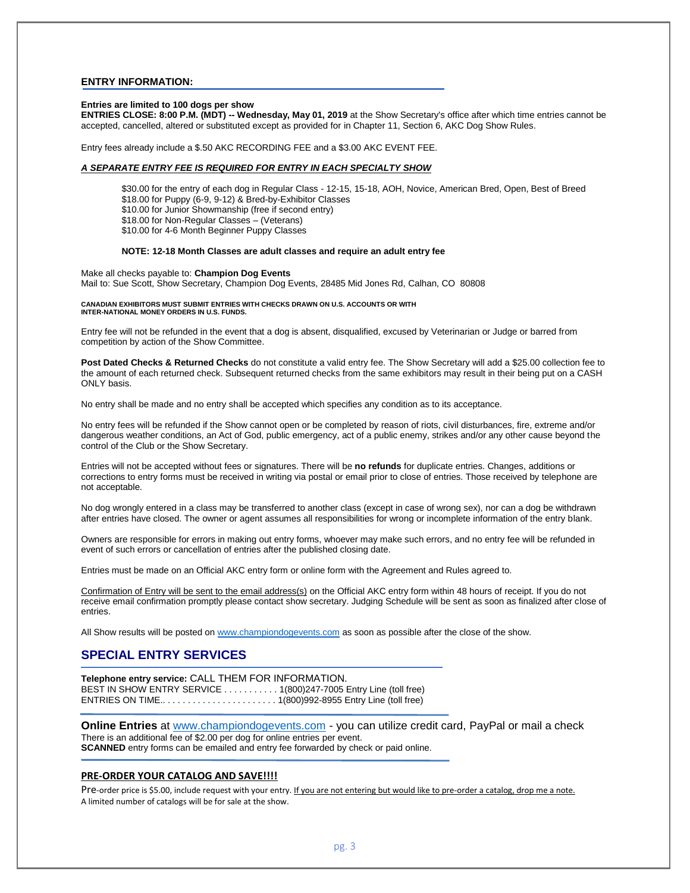## ENTRY INFORMATION:

**Entries are limited to 100 dogs per show**
**ENTRIES CLOSE: 8:00 P.M. (MDT) -- Wednesday, May 01, 2019** at the Show Secretary's office after which time entries cannot be accepted, cancelled, altered or substituted except as provided for in Chapter 11, Section 6, AKC Dog Show Rules.

Entry fees already include a $.50 AKC RECORDING FEE and a $3.00 AKC EVENT FEE.

***A SEPARATE ENTRY FEE IS REQUIRED FOR ENTRY IN EACH SPECIALTY SHOW***

$30.00 for the entry of each dog in Regular Class - 12-15, 15-18, AOH, Novice, American Bred, Open, Best of Breed
$18.00 for Puppy (6-9, 9-12) & Bred-by-Exhibitor Classes
$10.00 for Junior Showmanship (free if second entry)
$18.00 for Non-Regular Classes – (Veterans)
$10.00 for 4-6 Month Beginner Puppy Classes

**NOTE: 12-18 Month Classes are adult classes and require an adult entry fee**

Make all checks payable to: **Champion Dog Events**
Mail to: Sue Scott, Show Secretary, Champion Dog Events, 28485 Mid Jones Rd, Calhan, CO 80808

**CANADIAN EXHIBITORS MUST SUBMIT ENTRIES WITH CHECKS DRAWN ON U.S. ACCOUNTS OR WITH INTER-NATIONAL MONEY ORDERS IN U.S. FUNDS.**

Entry fee will not be refunded in the event that a dog is absent, disqualified, excused by Veterinarian or Judge or barred from competition by action of the Show Committee.

**Post Dated Checks & Returned Checks** do not constitute a valid entry fee. The Show Secretary will add a $25.00 collection fee to the amount of each returned check. Subsequent returned checks from the same exhibitors may result in their being put on a CASH ONLY basis.

No entry shall be made and no entry shall be accepted which specifies any condition as to its acceptance.

No entry fees will be refunded if the Show cannot open or be completed by reason of riots, civil disturbances, fire, extreme and/or dangerous weather conditions, an Act of God, public emergency, act of a public enemy, strikes and/or any other cause beyond the control of the Club or the Show Secretary.

Entries will not be accepted without fees or signatures. There will be **no refunds** for duplicate entries. Changes, additions or corrections to entry forms must be received in writing via postal or email prior to close of entries. Those received by telephone are not acceptable.

No dog wrongly entered in a class may be transferred to another class (except in case of wrong sex), nor can a dog be withdrawn after entries have closed. The owner or agent assumes all responsibilities for wrong or incomplete information of the entry blank.

Owners are responsible for errors in making out entry forms, whoever may make such errors, and no entry fee will be refunded in event of such errors or cancellation of entries after the published closing date.

Entries must be made on an Official AKC entry form or online form with the Agreement and Rules agreed to.

Confirmation of Entry will be sent to the email address(s) on the Official AKC entry form within 48 hours of receipt. If you do not receive email confirmation promptly please contact show secretary. Judging Schedule will be sent as soon as finalized after close of entries.

All Show results will be posted on www.championdogevents.com as soon as possible after the close of the show.

## SPECIAL ENTRY SERVICES

**Telephone entry service:** CALL THEM FOR INFORMATION.
BEST IN SHOW ENTRY SERVICE . . . . . . . . . . . 1(800)247-7005 Entry Line (toll free)
ENTRIES ON TIME.. . . . . . . . . . . . . . . . . . . . . . 1(800)992-8955 Entry Line (toll free)

**Online Entries** at www.championdogevents.com - you can utilize credit card, PayPal or mail a check
There is an additional fee of $2.00 per dog for online entries per event.
**SCANNED** entry forms can be emailed and entry fee forwarded by check or paid online.

### PRE-ORDER YOUR CATALOG AND SAVE!!!!

Pre-order price is $5.00, include request with your entry. If you are not entering but would like to pre-order a catalog, drop me a note.
A limited number of catalogs will be for sale at the show.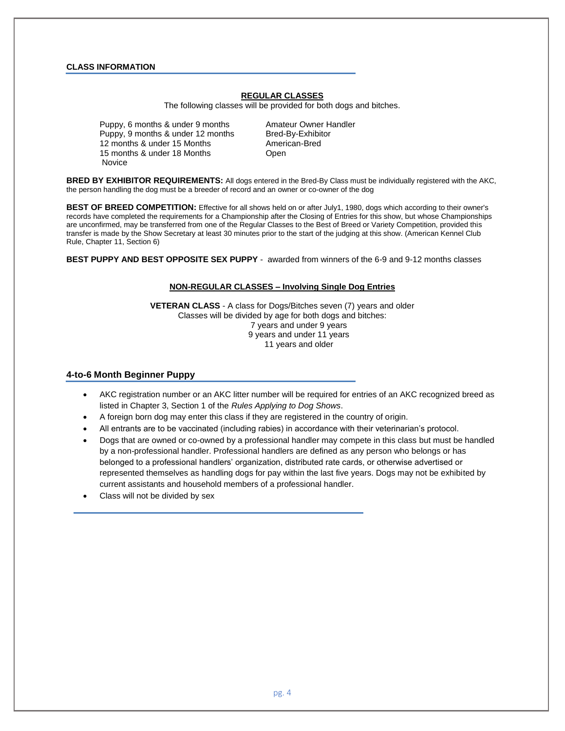## CLASS INFORMATION

### REGULAR CLASSES

The following classes will be provided for both dogs and bitches.

- Puppy, 6 months & under 9 months
- Puppy, 9 months & under 12 months
- 12 months & under 15 Months
- 15 months & under 18 Months
- Novice
- Amateur Owner Handler
- Bred-By-Exhibitor
- American-Bred
- Open

**BRED BY EXHIBITOR REQUIREMENTS:** All dogs entered in the Bred-By Class must be individually registered with the AKC, the person handling the dog must be a breeder of record and an owner or co-owner of the dog

**BEST OF BREED COMPETITION:** Effective for all shows held on or after July1, 1980, dogs which according to their owner's records have completed the requirements for a Championship after the Closing of Entries for this show, but whose Championships are unconfirmed, may be transferred from one of the Regular Classes to the Best of Breed or Variety Competition, provided this transfer is made by the Show Secretary at least 30 minutes prior to the start of the judging at this show. (American Kennel Club Rule, Chapter 11, Section 6)

**BEST PUPPY AND BEST OPPOSITE SEX PUPPY** - awarded from winners of the 6-9 and 9-12 months classes

### NON-REGULAR CLASSES – Involving Single Dog Entries

**VETERAN CLASS** - A class for Dogs/Bitches seven (7) years and older
Classes will be divided by age for both dogs and bitches:
7 years and under 9 years
9 years and under 11 years
11 years and older

## 4-to-6 Month Beginner Puppy

- AKC registration number or an AKC litter number will be required for entries of an AKC recognized breed as listed in Chapter 3, Section 1 of the *Rules Applying to Dog Shows*.
- A foreign born dog may enter this class if they are registered in the country of origin.
- All entrants are to be vaccinated (including rabies) in accordance with their veterinarian's protocol.
- Dogs that are owned or co-owned by a professional handler may compete in this class but must be handled by a non-professional handler. Professional handlers are defined as any person who belongs or has belonged to a professional handlers' organization, distributed rate cards, or otherwise advertised or represented themselves as handling dogs for pay within the last five years. Dogs may not be exhibited by current assistants and household members of a professional handler.
- Class will not be divided by sex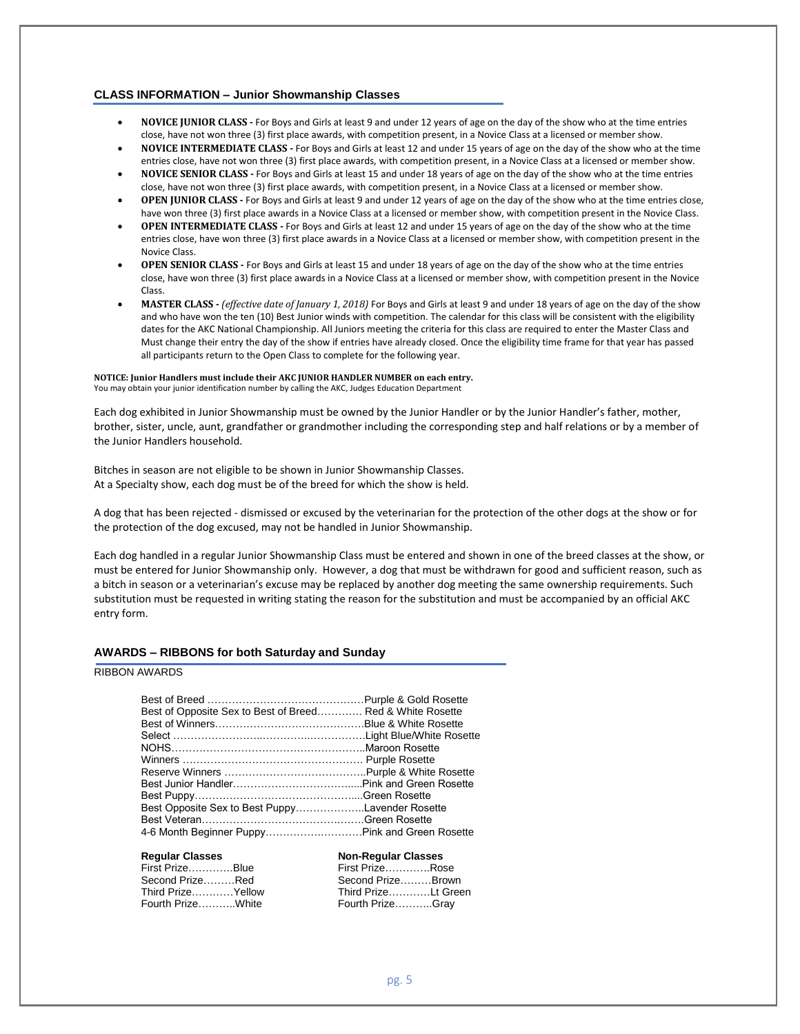## CLASS INFORMATION – Junior Showmanship Classes

- **NOVICE JUNIOR CLASS -** For Boys and Girls at least 9 and under 12 years of age on the day of the show who at the time entries close, have not won three (3) first place awards, with competition present, in a Novice Class at a licensed or member show.
- **NOVICE INTERMEDIATE CLASS -** For Boys and Girls at least 12 and under 15 years of age on the day of the show who at the time entries close, have not won three (3) first place awards, with competition present, in a Novice Class at a licensed or member show.
- **NOVICE SENIOR CLASS -** For Boys and Girls at least 15 and under 18 years of age on the day of the show who at the time entries close, have not won three (3) first place awards, with competition present, in a Novice Class at a licensed or member show.
- **OPEN JUNIOR CLASS -** For Boys and Girls at least 9 and under 12 years of age on the day of the show who at the time entries close, have won three (3) first place awards in a Novice Class at a licensed or member show, with competition present in the Novice Class.
- **OPEN INTERMEDIATE CLASS -** For Boys and Girls at least 12 and under 15 years of age on the day of the show who at the time entries close, have won three (3) first place awards in a Novice Class at a licensed or member show, with competition present in the Novice Class.
- **OPEN SENIOR CLASS -** For Boys and Girls at least 15 and under 18 years of age on the day of the show who at the time entries close, have won three (3) first place awards in a Novice Class at a licensed or member show, with competition present in the Novice Class.
- **MASTER CLASS -** *(effective date of January 1, 2018)* For Boys and Girls at least 9 and under 18 years of age on the day of the show and who have won the ten (10) Best Junior winds with competition. The calendar for this class will be consistent with the eligibility dates for the AKC National Championship. All Juniors meeting the criteria for this class are required to enter the Master Class and Must change their entry the day of the show if entries have already closed. Once the eligibility time frame for that year has passed all participants return to the Open Class to complete for the following year.

**NOTICE: Junior Handlers must include their AKC JUNIOR HANDLER NUMBER on each entry.**
You may obtain your junior identification number by calling the AKC, Judges Education Department

Each dog exhibited in Junior Showmanship must be owned by the Junior Handler or by the Junior Handler's father, mother, brother, sister, uncle, aunt, grandfather or grandmother including the corresponding step and half relations or by a member of the Junior Handlers household.

Bitches in season are not eligible to be shown in Junior Showmanship Classes.
At a Specialty show, each dog must be of the breed for which the show is held.

A dog that has been rejected - dismissed or excused by the veterinarian for the protection of the other dogs at the show or for the protection of the dog excused, may not be handled in Junior Showmanship.

Each dog handled in a regular Junior Showmanship Class must be entered and shown in one of the breed classes at the show, or must be entered for Junior Showmanship only. However, a dog that must be withdrawn for good and sufficient reason, such as a bitch in season or a veterinarian's excuse may be replaced by another dog meeting the same ownership requirements. Such substitution must be requested in writing stating the reason for the substitution and must be accompanied by an official AKC entry form.

## AWARDS – RIBBONS for both Saturday and Sunday

RIBBON AWARDS

Best of Breed ……………………………………Purple & Gold Rosette
Best of Opposite Sex to Best of Breed…………. Red & White Rosette
Best of Winners……………………………………Blue & White Rosette
Select ……………………………………………Light Blue/White Rosette
NOHS………………………………………………..Maroon Rosette
Winners …………………………………………… Purple Rosette
Reserve Winners …………………………………..Purple & White Rosette
Best Junior Handler……………………………....Pink and Green Rosette
Best Puppy………………………………………....Green Rosette
Best Opposite Sex to Best Puppy………………..Lavender Rosette
Best Veteran………………………………………Green Rosette
4-6 Month Beginner Puppy………………………Pink and Green Rosette

**Regular Classes**
First Prize………….Blue
Second Prize………Red
Third Prize…………Yellow
Fourth Prize………..White

**Non-Regular Classes**
First Prize………….Rose
Second Prize………Brown
Third Prize…………Lt Green
Fourth Prize………..Gray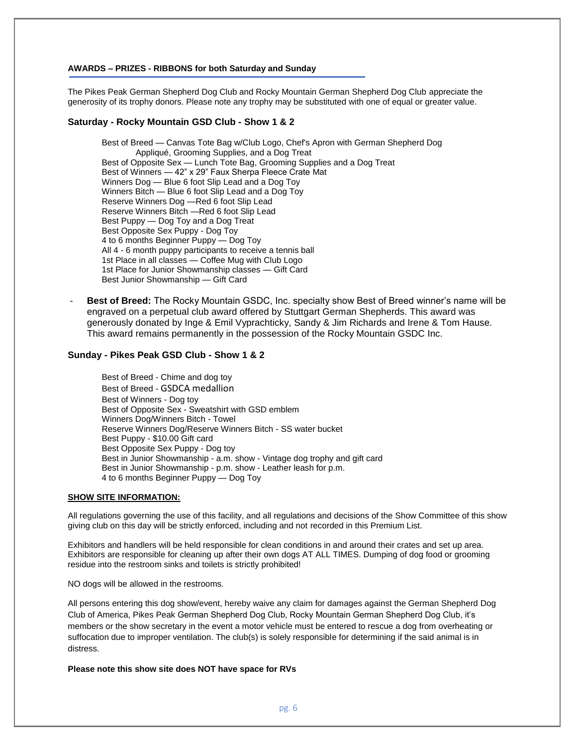### AWARDS – PRIZES - RIBBONS for both Saturday and Sunday

The Pikes Peak German Shepherd Dog Club and Rocky Mountain German Shepherd Dog Club appreciate the generosity of its trophy donors. Please note any trophy may be substituted with one of equal or greater value.

### Saturday - Rocky Mountain GSD Club - Show 1 & 2

Best of Breed — Canvas Tote Bag w/Club Logo, Chef's Apron with German Shepherd Dog Appliqué, Grooming Supplies, and a Dog Treat
Best of Opposite Sex — Lunch Tote Bag, Grooming Supplies and a Dog Treat
Best of Winners — 42" x 29" Faux Sherpa Fleece Crate Mat
Winners Dog — Blue 6 foot Slip Lead and a Dog Toy
Winners Bitch — Blue 6 foot Slip Lead and a Dog Toy
Reserve Winners Dog —Red 6 foot Slip Lead
Reserve Winners Bitch —Red 6 foot Slip Lead
Best Puppy — Dog Toy and a Dog Treat
Best Opposite Sex Puppy - Dog Toy
4 to 6 months Beginner Puppy — Dog Toy
All 4 - 6 month puppy participants to receive a tennis ball
1st Place in all classes — Coffee Mug with Club Logo
1st Place for Junior Showmanship classes — Gift Card
Best Junior Showmanship — Gift Card

- **Best of Breed:** The Rocky Mountain GSDC, Inc. specialty show Best of Breed winner's name will be engraved on a perpetual club award offered by Stuttgart German Shepherds. This award was generously donated by Inge & Emil Vyprachticky, Sandy & Jim Richards and Irene & Tom Hause. This award remains permanently in the possession of the Rocky Mountain GSDC Inc.

### Sunday - Pikes Peak GSD Club - Show 1 & 2

Best of Breed - Chime and dog toy
Best of Breed - GSDCA medallion
Best of Winners - Dog toy
Best of Opposite Sex - Sweatshirt with GSD emblem
Winners Dog/Winners Bitch - Towel
Reserve Winners Dog/Reserve Winners Bitch - SS water bucket
Best Puppy - $10.00 Gift card
Best Opposite Sex Puppy - Dog toy
Best in Junior Showmanship - a.m. show - Vintage dog trophy and gift card
Best in Junior Showmanship - p.m. show - Leather leash for p.m.
4 to 6 months Beginner Puppy — Dog Toy

**SHOW SITE INFORMATION:**

All regulations governing the use of this facility, and all regulations and decisions of the Show Committee of this show giving club on this day will be strictly enforced, including and not recorded in this Premium List.

Exhibitors and handlers will be held responsible for clean conditions in and around their crates and set up area. Exhibitors are responsible for cleaning up after their own dogs AT ALL TIMES. Dumping of dog food or grooming residue into the restroom sinks and toilets is strictly prohibited!

NO dogs will be allowed in the restrooms.

All persons entering this dog show/event, hereby waive any claim for damages against the German Shepherd Dog Club of America, Pikes Peak German Shepherd Dog Club, Rocky Mountain German Shepherd Dog Club, it's members or the show secretary in the event a motor vehicle must be entered to rescue a dog from overheating or suffocation due to improper ventilation. The club(s) is solely responsible for determining if the said animal is in distress.

**Please note this show site does NOT have space for RVs**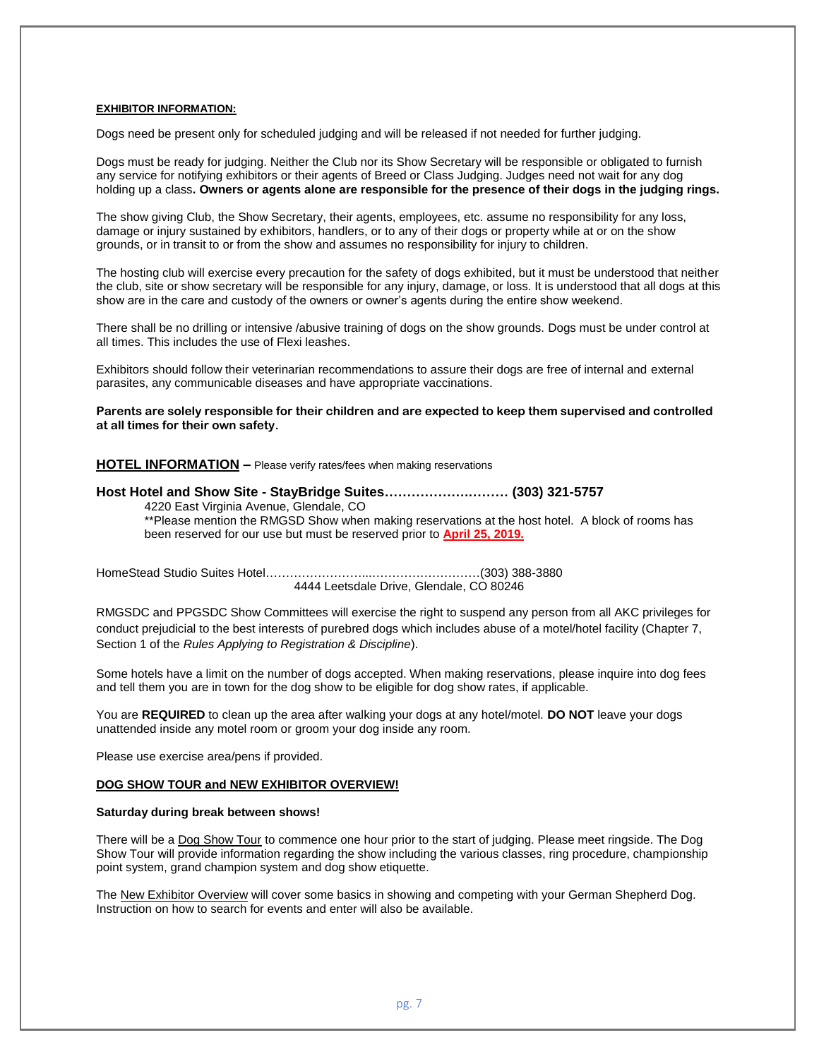**EXHIBITOR INFORMATION:**

Dogs need be present only for scheduled judging and will be released if not needed for further judging.

Dogs must be ready for judging. Neither the Club nor its Show Secretary will be responsible or obligated to furnish any service for notifying exhibitors or their agents of Breed or Class Judging. Judges need not wait for any dog holding up a class**. Owners or agents alone are responsible for the presence of their dogs in the judging rings.**

The show giving Club, the Show Secretary, their agents, employees, etc. assume no responsibility for any loss, damage or injury sustained by exhibitors, handlers, or to any of their dogs or property while at or on the show grounds, or in transit to or from the show and assumes no responsibility for injury to children.

The hosting club will exercise every precaution for the safety of dogs exhibited, but it must be understood that neither the club, site or show secretary will be responsible for any injury, damage, or loss. It is understood that all dogs at this show are in the care and custody of the owners or owner's agents during the entire show weekend.

There shall be no drilling or intensive /abusive training of dogs on the show grounds. Dogs must be under control at all times. This includes the use of Flexi leashes.

Exhibitors should follow their veterinarian recommendations to assure their dogs are free of internal and external parasites, any communicable diseases and have appropriate vaccinations.

**Parents are solely responsible for their children and are expected to keep them supervised and controlled at all times for their own safety.**

## HOTEL INFORMATION – Please verify rates/fees when making reservations

**Host Hotel and Show Site - StayBridge Suites………………………. (303) 321-5757**
4220 East Virginia Avenue, Glendale, CO
**Please mention the RMGSD Show when making reservations at the host hotel. A block of rooms has been reserved for our use but must be reserved prior to **April 25, 2019.**

HomeStead Studio Suites Hotel……………………..………………………(303) 388-3880
4444 Leetsdale Drive, Glendale, CO 80246

RMGSDC and PPGSDC Show Committees will exercise the right to suspend any person from all AKC privileges for conduct prejudicial to the best interests of purebred dogs which includes abuse of a motel/hotel facility (Chapter 7, Section 1 of the *Rules Applying to Registration & Discipline*).

Some hotels have a limit on the number of dogs accepted. When making reservations, please inquire into dog fees and tell them you are in town for the dog show to be eligible for dog show rates, if applicable.

You are **REQUIRED** to clean up the area after walking your dogs at any hotel/motel. **DO NOT** leave your dogs unattended inside any motel room or groom your dog inside any room.

Please use exercise area/pens if provided.

**DOG SHOW TOUR and NEW EXHIBITOR OVERVIEW!**

**Saturday during break between shows!**

There will be a Dog Show Tour to commence one hour prior to the start of judging. Please meet ringside. The Dog Show Tour will provide information regarding the show including the various classes, ring procedure, championship point system, grand champion system and dog show etiquette.

The New Exhibitor Overview will cover some basics in showing and competing with your German Shepherd Dog. Instruction on how to search for events and enter will also be available.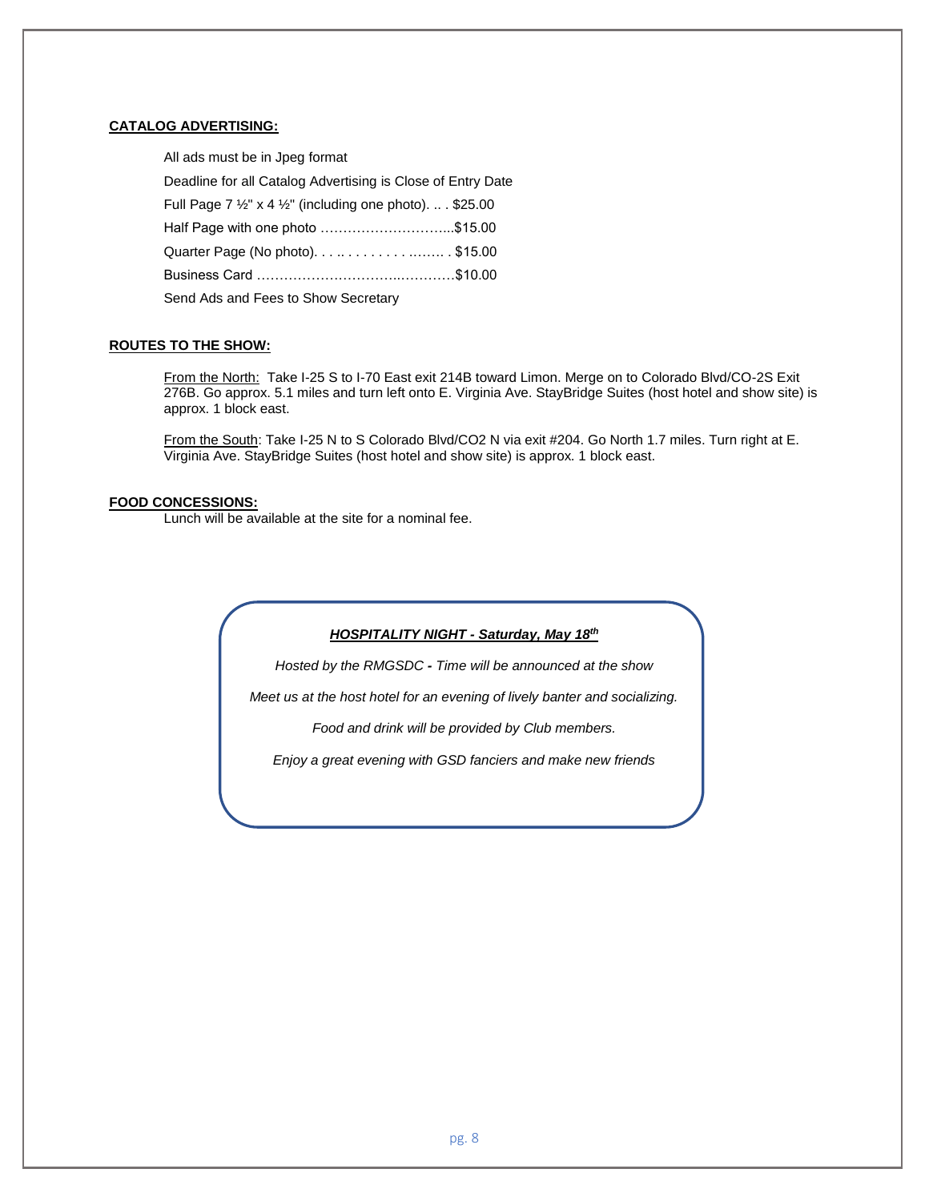**CATALOG ADVERTISING:**

All ads must be in Jpeg format

Deadline for all Catalog Advertising is Close of Entry Date

Full Page 7 ½" x 4 ½" (including one photo). .. . $25.00

Half Page with one photo ………………………...$15.00

Quarter Page (No photo). . . .. . . . . . . . . ..….. . $15.00

Business Card ………………………..…………$10.00

Send Ads and Fees to Show Secretary

**ROUTES TO THE SHOW:**

From the North: Take I-25 S to I-70 East exit 214B toward Limon. Merge on to Colorado Blvd/CO-2S Exit 276B. Go approx. 5.1 miles and turn left onto E. Virginia Ave. StayBridge Suites (host hotel and show site) is approx. 1 block east.

From the South: Take I-25 N to S Colorado Blvd/CO2 N via exit #204. Go North 1.7 miles. Turn right at E. Virginia Ave. StayBridge Suites (host hotel and show site) is approx. 1 block east.

**FOOD CONCESSIONS:**

Lunch will be available at the site for a nominal fee.

***HOSPITALITY NIGHT - Saturday, May 18th***

*Hosted by the RMGSDC - Time will be announced at the show*

*Meet us at the host hotel for an evening of lively banter and socializing.*

*Food and drink will be provided by Club members.*

*Enjoy a great evening with GSD fanciers and make new friends*